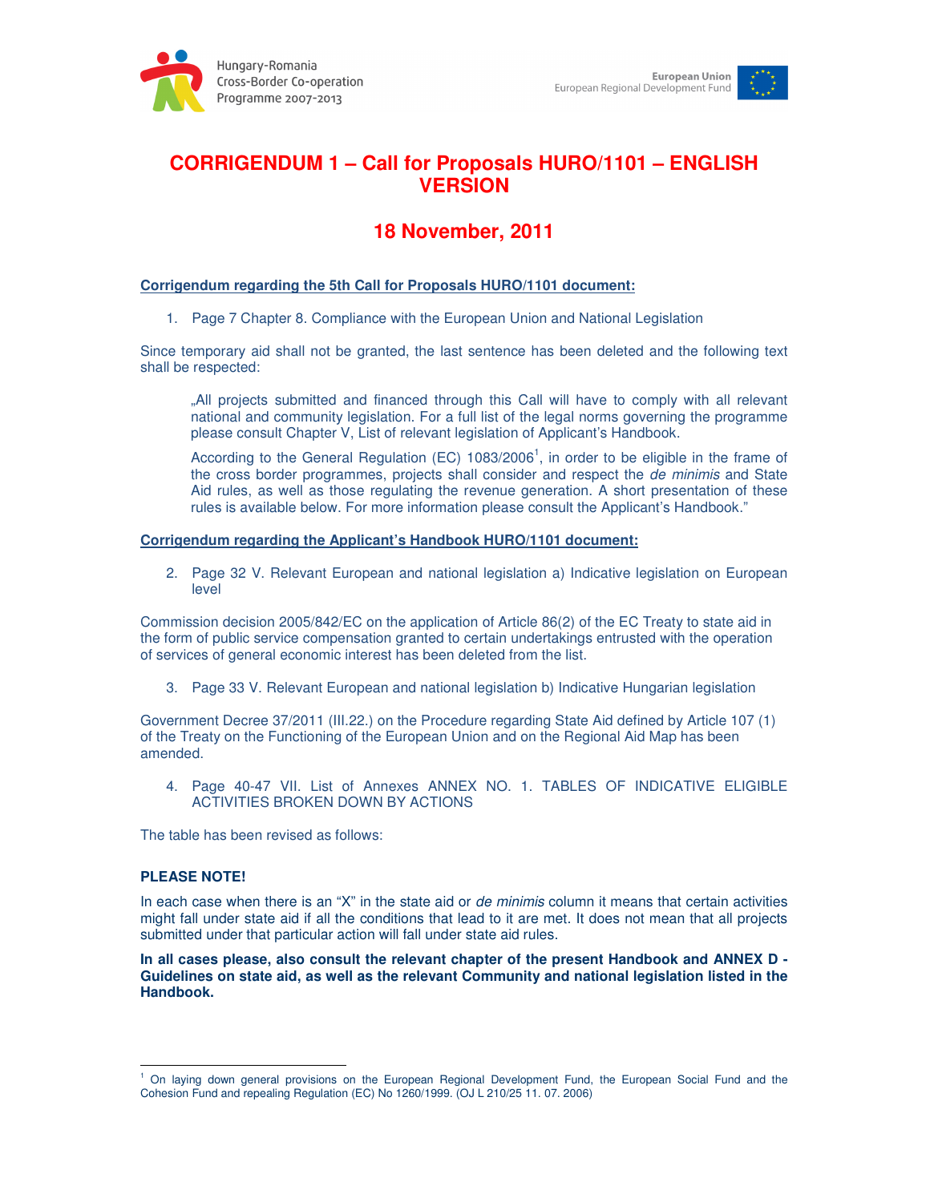Hungary-Romania Cross-Border Co-operation Programme 2007-2013

European Union
European Regional Development Fund

# CORRIGENDUM 1 – Call for Proposals HURO/1101 – ENGLISH VERSION

## 18 November, 2011

**Corrigendum regarding the 5th Call for Proposals HURO/1101 document:**

1. Page 7 Chapter 8. Compliance with the European Union and National Legislation

Since temporary aid shall not be granted, the last sentence has been deleted and the following text shall be respected:

> „All projects submitted and financed through this Call will have to comply with all relevant national and community legislation. For a full list of the legal norms governing the programme please consult Chapter V, List of relevant legislation of Applicant's Handbook.
>
> According to the General Regulation (EC) 1083/2006[1], in order to be eligible in the frame of the cross border programmes, projects shall consider and respect the *de minimis* and State Aid rules, as well as those regulating the revenue generation. A short presentation of these rules is available below. For more information please consult the Applicant's Handbook."

**Corrigendum regarding the Applicant's Handbook HURO/1101 document:**

2. Page 32 V. Relevant European and national legislation a) Indicative legislation on European level

Commission decision 2005/842/EC on the application of Article 86(2) of the EC Treaty to state aid in the form of public service compensation granted to certain undertakings entrusted with the operation of services of general economic interest has been deleted from the list.

3. Page 33 V. Relevant European and national legislation b) Indicative Hungarian legislation

Government Decree 37/2011 (III.22.) on the Procedure regarding State Aid defined by Article 107 (1) of the Treaty on the Functioning of the European Union and on the Regional Aid Map has been amended.

4. Page 40-47 VII. List of Annexes ANNEX NO. 1. TABLES OF INDICATIVE ELIGIBLE ACTIVITIES BROKEN DOWN BY ACTIONS

The table has been revised as follows:

**PLEASE NOTE!**

In each case when there is an "X" in the state aid or *de minimis* column it means that certain activities might fall under state aid if all the conditions that lead to it are met. It does not mean that all projects submitted under that particular action will fall under state aid rules.

**In all cases please, also consult the relevant chapter of the present Handbook and ANNEX D - Guidelines on state aid, as well as the relevant Community and national legislation listed in the Handbook.**

---

[1] On laying down general provisions on the European Regional Development Fund, the European Social Fund and the Cohesion Fund and repealing Regulation (EC) No 1260/1999. (OJ L 210/25 11. 07. 2006)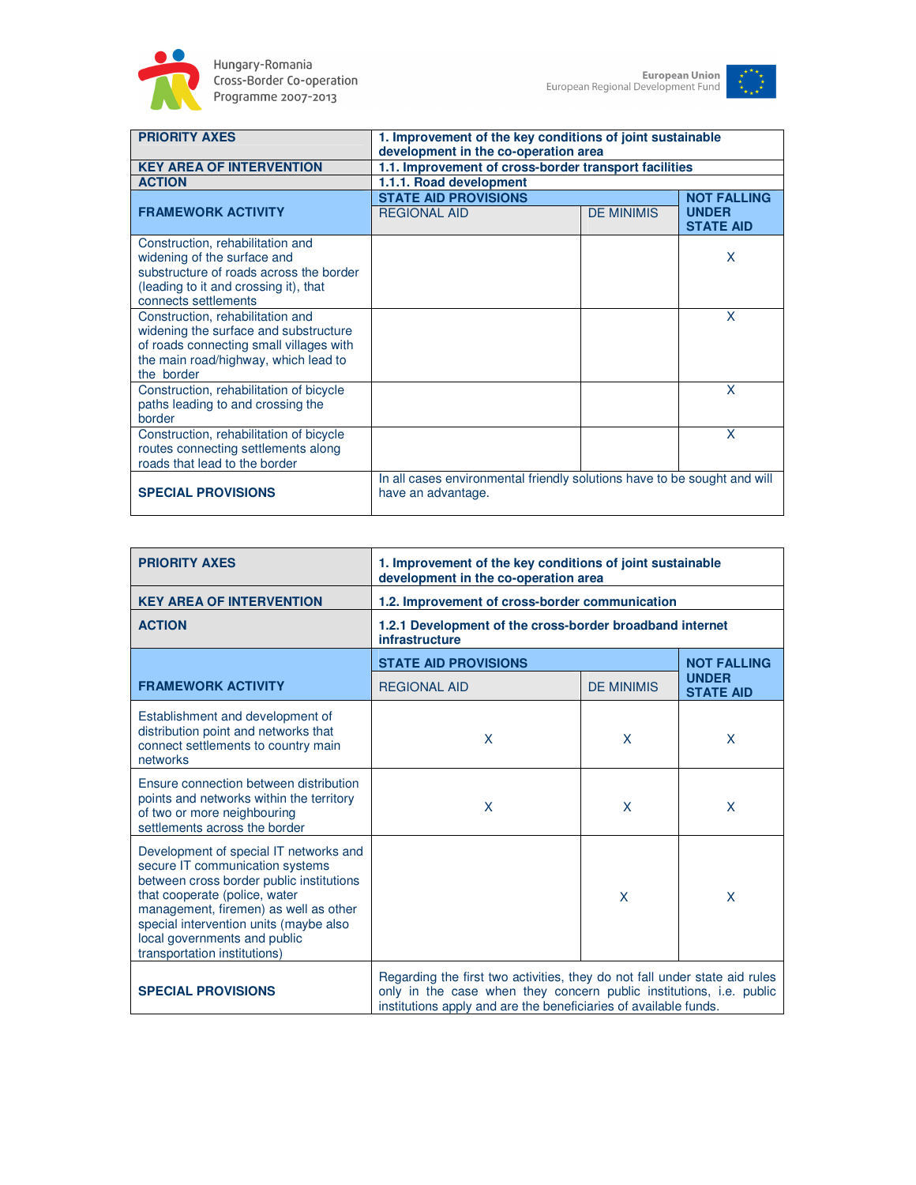| PRIORITY AXES | 1. Improvement of the key conditions of joint sustainable development in the co-operation area | | |
|---|---|---|---|
| KEY AREA OF INTERVENTION | 1.1. Improvement of cross-border transport facilities | | |
| ACTION | 1.1.1. Road development | | |
| FRAMEWORK ACTIVITY | STATE AID PROVISIONS | | NOT FALLING UNDER STATE AID |
| | REGIONAL AID | DE MINIMIS | |
| Construction, rehabilitation and widening of the surface and substructure of roads across the border (leading to it and crossing it), that connects settlements | | | X |
| Construction, rehabilitation and widening the surface and substructure of roads connecting small villages with the main road/highway, which lead to the border | | | X |
| Construction, rehabilitation of bicycle paths leading to and crossing the border | | | X |
| Construction, rehabilitation of bicycle routes connecting settlements along roads that lead to the border | | | X |
| SPECIAL PROVISIONS | In all cases environmental friendly solutions have to be sought and will have an advantage. | | |

| PRIORITY AXES | 1. Improvement of the key conditions of joint sustainable development in the co-operation area | | |
|---|---|---|---|
| KEY AREA OF INTERVENTION | 1.2. Improvement of cross-border communication | | |
| ACTION | 1.2.1 Development of the cross-border broadband internet infrastructure | | |
| FRAMEWORK ACTIVITY | STATE AID PROVISIONS | | NOT FALLING UNDER STATE AID |
| | REGIONAL AID | DE MINIMIS | |
| Establishment and development of distribution point and networks that connect settlements to country main networks | X | X | X |
| Ensure connection between distribution points and networks within the territory of two or more neighbouring settlements across the border | X | X | X |
| Development of special IT networks and secure IT communication systems between cross border public institutions that cooperate (police, water management, firemen) as well as other special intervention units (maybe also local governments and public transportation institutions) | | X | X |
| SPECIAL PROVISIONS | Regarding the first two activities, they do not fall under state aid rules only in the case when they concern public institutions, i.e. public institutions apply and are the beneficiaries of available funds. | | |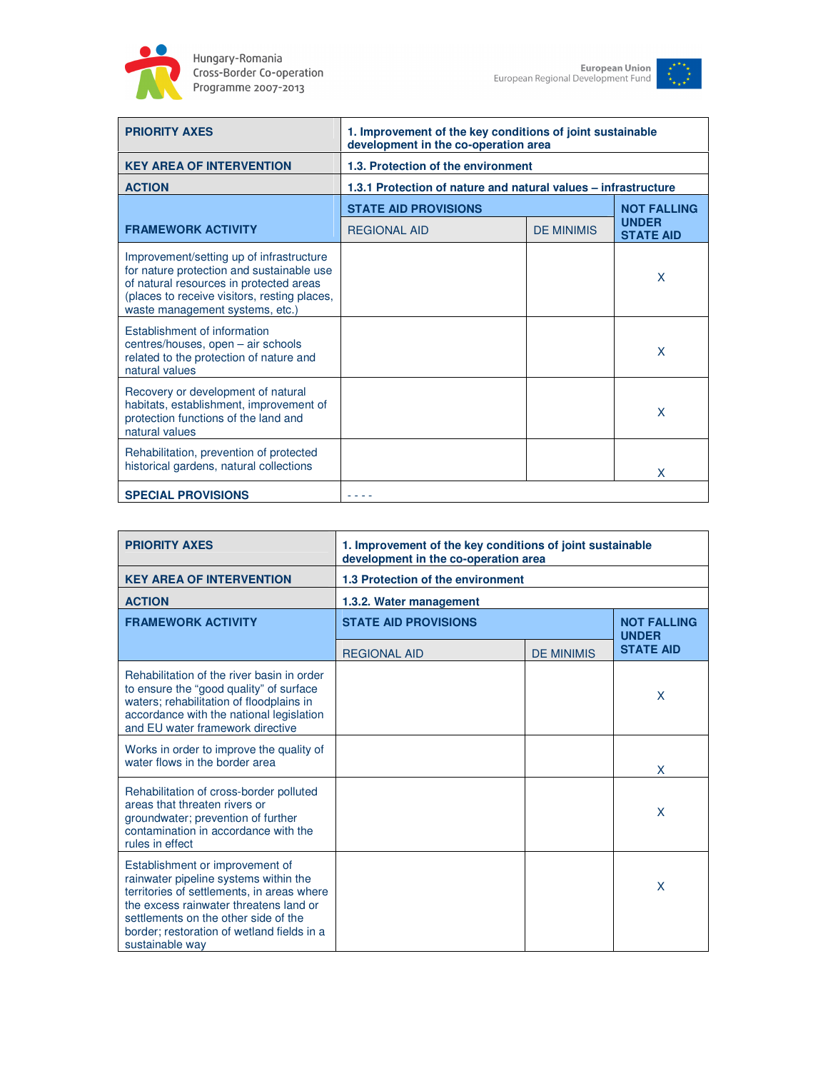| PRIORITY AXES | 1. Improvement of the key conditions of joint sustainable development in the co-operation area | | |
|---|---|---|---|
| KEY AREA OF INTERVENTION | 1.3. Protection of the environment | | |
| ACTION | 1.3.1 Protection of nature and natural values – infrastructure | | |
| FRAMEWORK ACTIVITY | STATE AID PROVISIONS | | NOT FALLING UNDER STATE AID |
| | REGIONAL AID | DE MINIMIS | |
| Improvement/setting up of infrastructure for nature protection and sustainable use of natural resources in protected areas (places to receive visitors, resting places, waste management systems, etc.) | | | X |
| Establishment of information centres/houses, open – air schools related to the protection of nature and natural values | | | X |
| Recovery or development of natural habitats, establishment, improvement of protection functions of the land and natural values | | | X |
| Rehabilitation, prevention of protected historical gardens, natural collections | | | X |
| SPECIAL PROVISIONS | - - - - | | |

| PRIORITY AXES | 1. Improvement of the key conditions of joint sustainable development in the co-operation area | | |
|---|---|---|---|
| KEY AREA OF INTERVENTION | 1.3 Protection of the environment | | |
| ACTION | 1.3.2. Water management | | |
| FRAMEWORK ACTIVITY | STATE AID PROVISIONS | | NOT FALLING UNDER STATE AID |
| | REGIONAL AID | DE MINIMIS | |
| Rehabilitation of the river basin in order to ensure the "good quality" of surface waters; rehabilitation of floodplains in accordance with the national legislation and EU water framework directive | | | X |
| Works in order to improve the quality of water flows in the border area | | | X |
| Rehabilitation of cross-border polluted areas that threaten rivers or groundwater; prevention of further contamination in accordance with the rules in effect | | | X |
| Establishment or improvement of rainwater pipeline systems within the territories of settlements, in areas where the excess rainwater threatens land or settlements on the other side of the border; restoration of wetland fields in a sustainable way | | | X |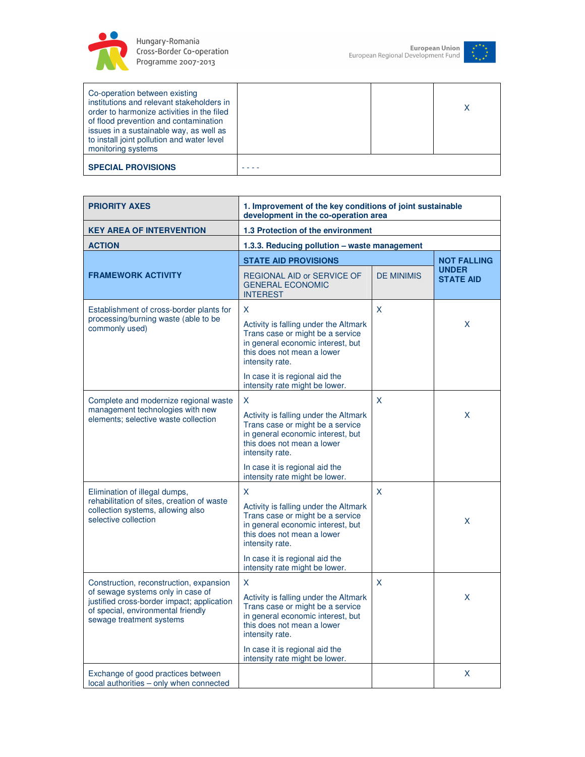| Co-operation between existing institutions and relevant stakeholders in order to harmonize activities in the filed of flood prevention and contamination issues in a sustainable way, as well as to install joint pollution and water level monitoring systems | | | X |
|---|---|---|---|
| **SPECIAL PROVISIONS** | - - - - | | |

| **PRIORITY AXES** | **1. Improvement of the key conditions of joint sustainable development in the co-operation area** | | |
|---|---|---|---|
| **KEY AREA OF INTERVENTION** | **1.3 Protection of the environment** | | |
| **ACTION** | **1.3.3. Reducing pollution – waste management** | | |
| **FRAMEWORK ACTIVITY** | **STATE AID PROVISIONS** | | **NOT FALLING UNDER STATE AID** |
| | REGIONAL AID or SERVICE OF GENERAL ECONOMIC INTEREST | DE MINIMIS | |
| Establishment of cross-border plants for processing/burning waste (able to be commonly used) | X<br><br>Activity is falling under the Altmark Trans case or might be a service in general economic interest, but this does not mean a lower intensity rate.<br><br>In case it is regional aid the intensity rate might be lower. | X | X |
| Complete and modernize regional waste management technologies with new elements; selective waste collection | X<br><br>Activity is falling under the Altmark Trans case or might be a service in general economic interest, but this does not mean a lower intensity rate.<br><br>In case it is regional aid the intensity rate might be lower. | X | X |
| Elimination of illegal dumps, rehabilitation of sites, creation of waste collection systems, allowing also selective collection | X<br><br>Activity is falling under the Altmark Trans case or might be a service in general economic interest, but this does not mean a lower intensity rate.<br><br>In case it is regional aid the intensity rate might be lower. | X | X |
| Construction, reconstruction, expansion of sewage systems only in case of justified cross-border impact; application of special, environmental friendly sewage treatment systems | X<br><br>Activity is falling under the Altmark Trans case or might be a service in general economic interest, but this does not mean a lower intensity rate.<br><br>In case it is regional aid the intensity rate might be lower. | X | X |
| Exchange of good practices between local authorities – only when connected | | | X |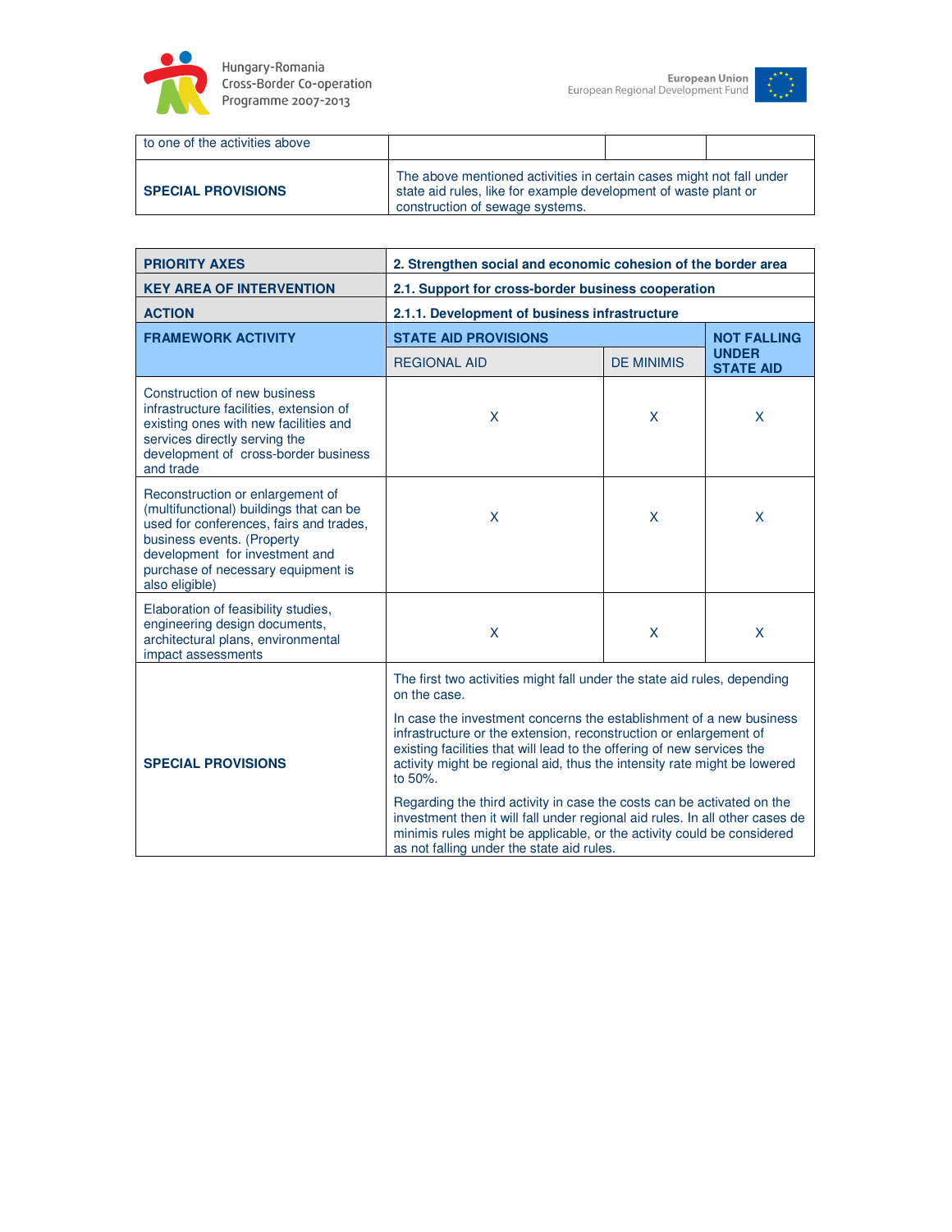| to one of the activities above | | | |
|---|---|---|---|
| **SPECIAL PROVISIONS** | The above mentioned activities in certain cases might not fall under state aid rules, like for example development of waste plant or construction of sewage systems. | | |

| **PRIORITY AXES** | **2. Strengthen social and economic cohesion of the border area** | | |
|---|---|---|---|
| **KEY AREA OF INTERVENTION** | **2.1. Support for cross-border business cooperation** | | |
| **ACTION** | **2.1.1. Development of business infrastructure** | | |
| **FRAMEWORK ACTIVITY** | **STATE AID PROVISIONS** | | **NOT FALLING UNDER STATE AID** |
| | REGIONAL AID | DE MINIMIS | |
| Construction of new business infrastructure facilities, extension of existing ones with new facilities and services directly serving the development of cross-border business and trade | X | X | X |
| Reconstruction or enlargement of (multifunctional) buildings that can be used for conferences, fairs and trades, business events. (Property development for investment and purchase of necessary equipment is also eligible) | X | X | X |
| Elaboration of feasibility studies, engineering design documents, architectural plans, environmental impact assessments | X | X | X |
| **SPECIAL PROVISIONS** | The first two activities might fall under the state aid rules, depending on the case.<br><br>In case the investment concerns the establishment of a new business infrastructure or the extension, reconstruction or enlargement of existing facilities that will lead to the offering of new services the activity might be regional aid, thus the intensity rate might be lowered to 50%.<br><br>Regarding the third activity in case the costs can be activated on the investment then it will fall under regional aid rules. In all other cases de minimis rules might be applicable, or the activity could be considered as not falling under the state aid rules. | | |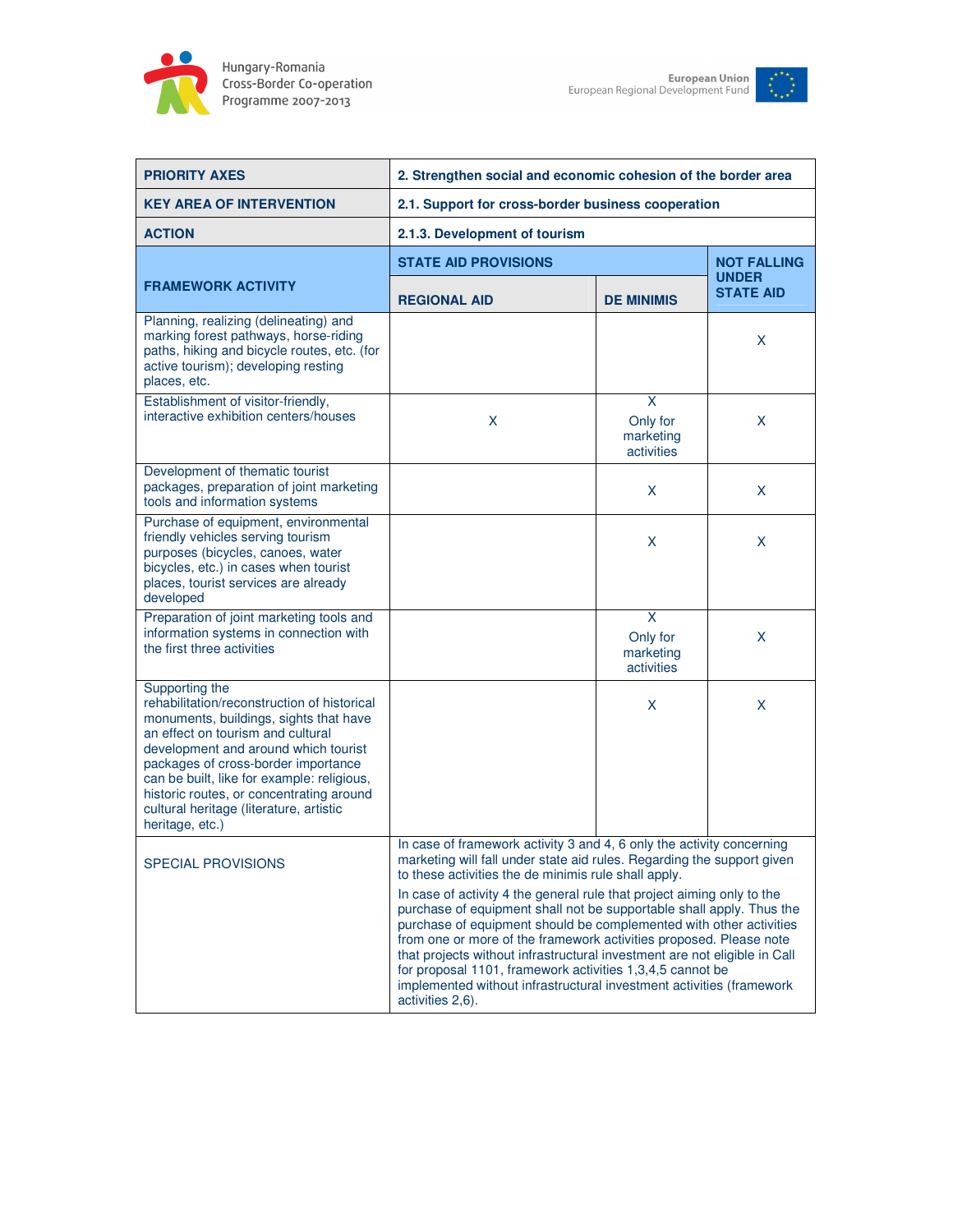| PRIORITY AXES | 2. Strengthen social and economic cohesion of the border area | | |
|---|---|---|---|
| KEY AREA OF INTERVENTION | 2.1. Support for cross-border business cooperation | | |
| ACTION | 2.1.3. Development of tourism | | |
| FRAMEWORK ACTIVITY | STATE AID PROVISIONS | | NOT FALLING UNDER STATE AID |
| | REGIONAL AID | DE MINIMIS | |
| Planning, realizing (delineating) and marking forest pathways, horse-riding paths, hiking and bicycle routes, etc. (for active tourism); developing resting places, etc. | | | X |
| Establishment of visitor-friendly, interactive exhibition centers/houses | X | X Only for marketing activities | X |
| Development of thematic tourist packages, preparation of joint marketing tools and information systems | | X | X |
| Purchase of equipment, environmental friendly vehicles serving tourism purposes (bicycles, canoes, water bicycles, etc.) in cases when tourist places, tourist services are already developed | | X | X |
| Preparation of joint marketing tools and information systems in connection with the first three activities | | X Only for marketing activities | X |
| Supporting the rehabilitation/reconstruction of historical monuments, buildings, sights that have an effect on tourism and cultural development and around which tourist packages of cross-border importance can be built, like for example: religious, historic routes, or concentrating around cultural heritage (literature, artistic heritage, etc.) | | X | X |
| SPECIAL PROVISIONS | In case of framework activity 3 and 4, 6 only the activity concerning marketing will fall under state aid rules. Regarding the support given to these activities the de minimis rule shall apply.<br><br>In case of activity 4 the general rule that project aiming only to the purchase of equipment shall not be supportable shall apply. Thus the purchase of equipment should be complemented with other activities from one or more of the framework activities proposed. Please note that projects without infrastructural investment are not eligible in Call for proposal 1101, framework activities 1,3,4,5 cannot be implemented without infrastructural investment activities (framework activities 2,6). | | |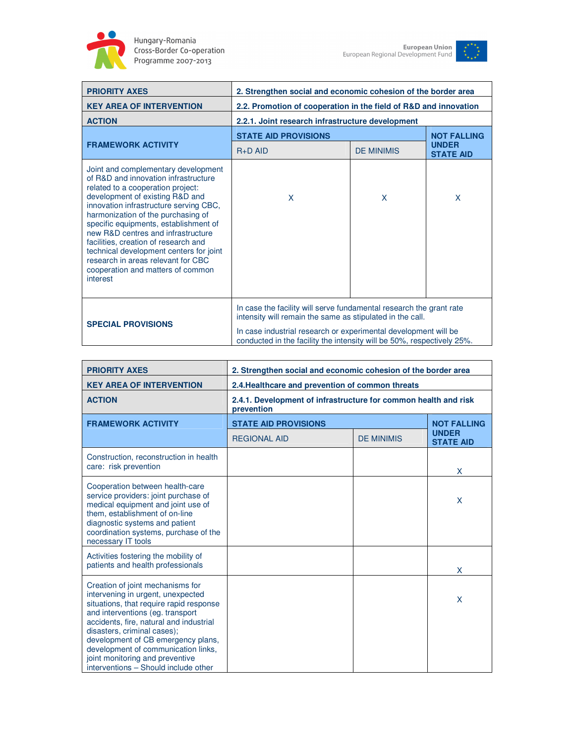| PRIORITY AXES | 2. Strengthen social and economic cohesion of the border area | | |
|---|---|---|---|
| KEY AREA OF INTERVENTION | 2.2. Promotion of cooperation in the field of R&D and innovation | | |
| ACTION | 2.2.1. Joint research infrastructure development | | |
| FRAMEWORK ACTIVITY | STATE AID PROVISIONS | | NOT FALLING UNDER STATE AID |
| | R+D AID | DE MINIMIS | |
| Joint and complementary development of R&D and innovation infrastructure related to a cooperation project: development of existing R&D and innovation infrastructure serving CBC, harmonization of the purchasing of specific equipments, establishment of new R&D centres and infrastructure facilities, creation of research and technical development centers for joint research in areas relevant for CBC cooperation and matters of common interest | X | X | X |
| SPECIAL PROVISIONS | In case the facility will serve fundamental research the grant rate intensity will remain the same as stipulated in the call.<br>In case industrial research or experimental development will be conducted in the facility the intensity will be 50%, respectively 25%. | | |

| PRIORITY AXES | 2. Strengthen social and economic cohesion of the border area | | |
|---|---|---|---|
| KEY AREA OF INTERVENTION | 2.4.Healthcare and prevention of common threats | | |
| ACTION | 2.4.1. Development of infrastructure for common health and risk prevention | | |
| FRAMEWORK ACTIVITY | STATE AID PROVISIONS | | NOT FALLING UNDER STATE AID |
| | REGIONAL AID | DE MINIMIS | |
| Construction, reconstruction in health care: risk prevention | | | X |
| Cooperation between health-care service providers: joint purchase of medical equipment and joint use of them, establishment of on-line diagnostic systems and patient coordination systems, purchase of the necessary IT tools | | | X |
| Activities fostering the mobility of patients and health professionals | | | X |
| Creation of joint mechanisms for intervening in urgent, unexpected situations, that require rapid response and interventions (eg. transport accidents, fire, natural and industrial disasters, criminal cases); development of CB emergency plans, development of communication links, joint monitoring and preventive interventions – Should include other | | | X |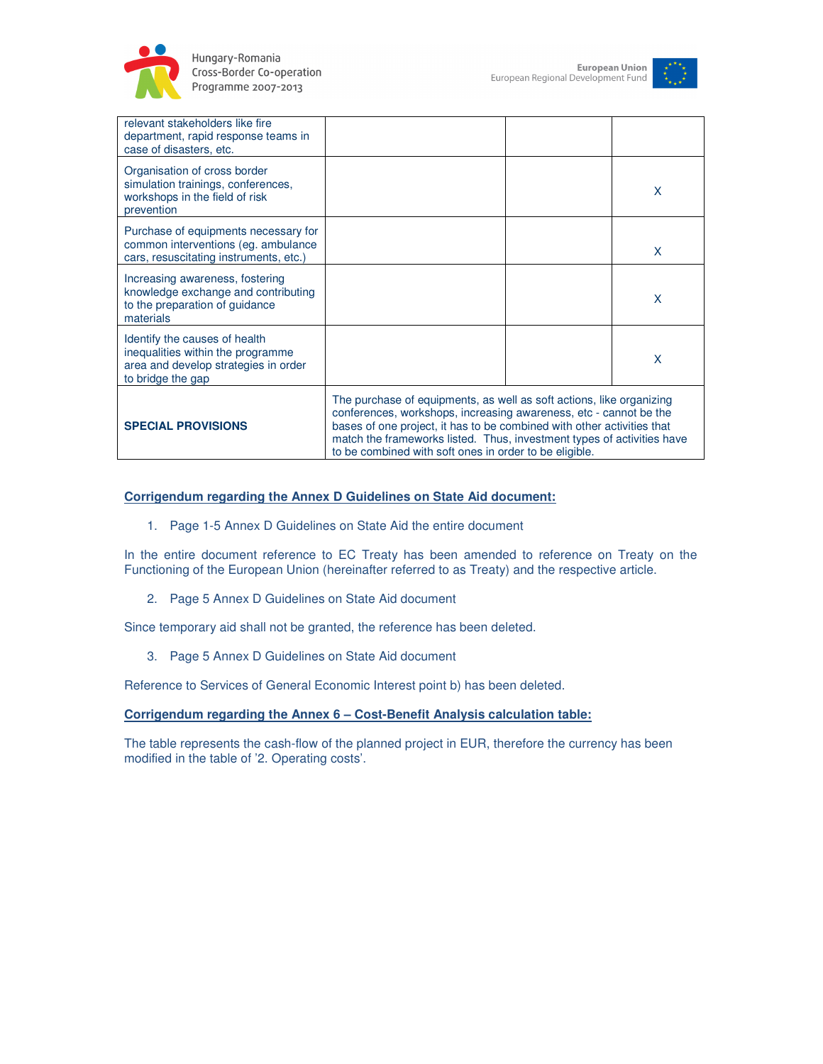| | | | |
|---|---|---|---|
| relevant stakeholders like fire department, rapid response teams in case of disasters, etc. | | | |
| Organisation of cross border simulation trainings, conferences, workshops in the field of risk prevention | | | X |
| Purchase of equipments necessary for common interventions (eg. ambulance cars, resuscitating instruments, etc.) | | | X |
| Increasing awareness, fostering knowledge exchange and contributing to the preparation of guidance materials | | | X |
| Identify the causes of health inequalities within the programme area and develop strategies in order to bridge the gap | | | X |
| **SPECIAL PROVISIONS** | The purchase of equipments, as well as soft actions, like organizing conferences, workshops, increasing awareness, etc - cannot be the bases of one project, it has to be combined with other activities that match the frameworks listed. Thus, investment types of activities have to be combined with soft ones in order to be eligible. | | |

**Corrigendum regarding the Annex D Guidelines on State Aid document:**

1. Page 1-5 Annex D Guidelines on State Aid the entire document

In the entire document reference to EC Treaty has been amended to reference on Treaty on the Functioning of the European Union (hereinafter referred to as Treaty) and the respective article.

2. Page 5 Annex D Guidelines on State Aid document

Since temporary aid shall not be granted, the reference has been deleted.

3. Page 5 Annex D Guidelines on State Aid document

Reference to Services of General Economic Interest point b) has been deleted.

**Corrigendum regarding the Annex 6 – Cost-Benefit Analysis calculation table:**

The table represents the cash-flow of the planned project in EUR, therefore the currency has been modified in the table of '2. Operating costs'.